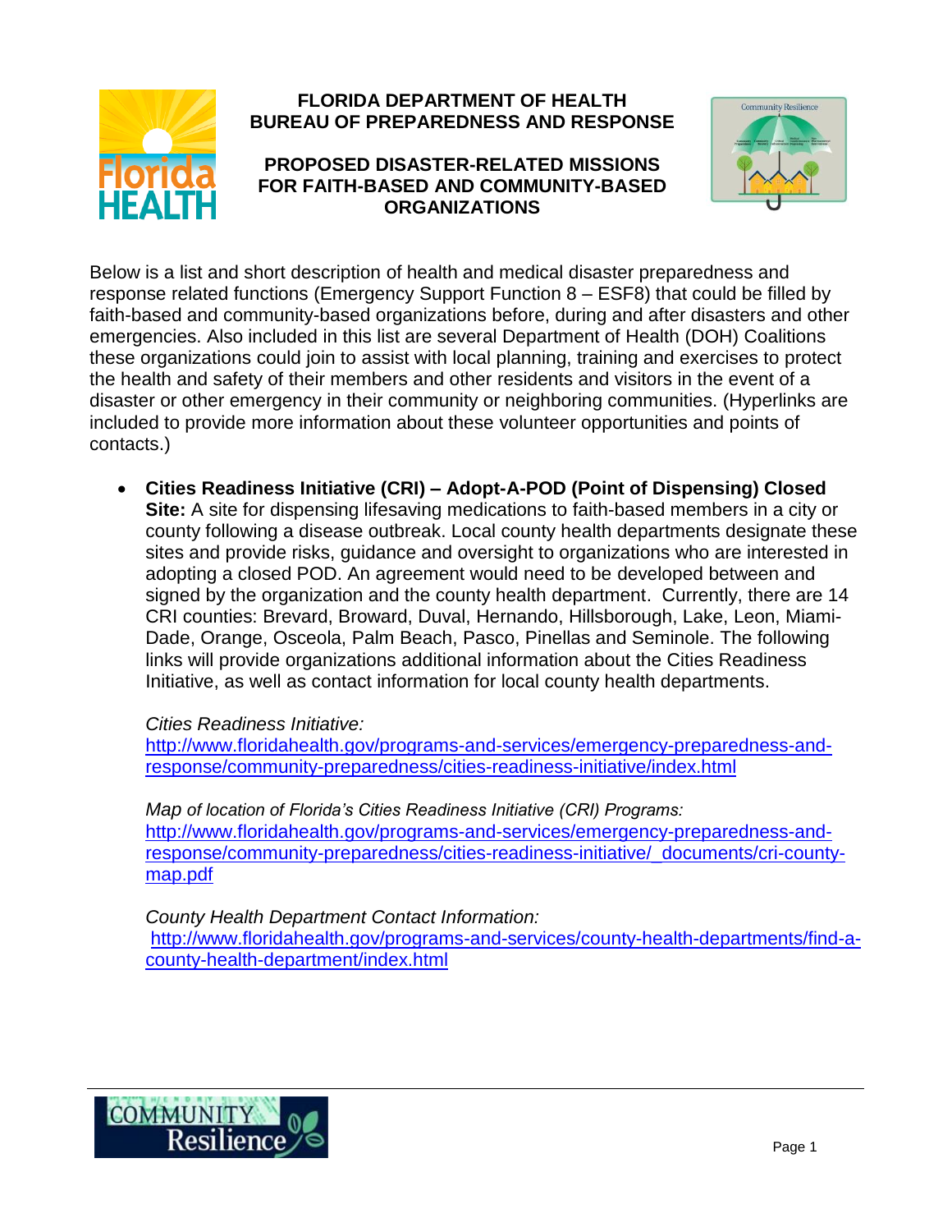# FLORIDA DEPARTMENT OF HEALTH
## BUREAU OF PREPAREDNESS AND RESPONSE

## PROPOSED DISASTER-RELATED MISSIONS FOR FAITH-BASED AND COMMUNITY-BASED ORGANIZATIONS

Below is a list and short description of health and medical disaster preparedness and response related functions (Emergency Support Function 8 – ESF8) that could be filled by faith-based and community-based organizations before, during and after disasters and other emergencies. Also included in this list are several Department of Health (DOH) Coalitions these organizations could join to assist with local planning, training and exercises to protect the health and safety of their members and other residents and visitors in the event of a disaster or other emergency in their community or neighboring communities. (Hyperlinks are included to provide more information about these volunteer opportunities and points of contacts.)

- **Cities Readiness Initiative (CRI) – Adopt-A-POD (Point of Dispensing) Closed Site:** A site for dispensing lifesaving medications to faith-based members in a city or county following a disease outbreak. Local county health departments designate these sites and provide risks, guidance and oversight to organizations who are interested in adopting a closed POD. An agreement would need to be developed between and signed by the organization and the county health department. Currently, there are 14 CRI counties: Brevard, Broward, Duval, Hernando, Hillsborough, Lake, Leon, Miami-Dade, Orange, Osceola, Palm Beach, Pasco, Pinellas and Seminole. The following links will provide organizations additional information about the Cities Readiness Initiative, as well as contact information for local county health departments.

  *Cities Readiness Initiative:*
  http://www.floridahealth.gov/programs-and-services/emergency-preparedness-and-response/community-preparedness/cities-readiness-initiative/index.html

  *Map of location of Florida's Cities Readiness Initiative (CRI) Programs:*
  http://www.floridahealth.gov/programs-and-services/emergency-preparedness-and-response/community-preparedness/cities-readiness-initiative/_documents/cri-county-map.pdf

  *County Health Department Contact Information:*
  http://www.floridahealth.gov/programs-and-services/county-health-departments/find-a-county-health-department/index.html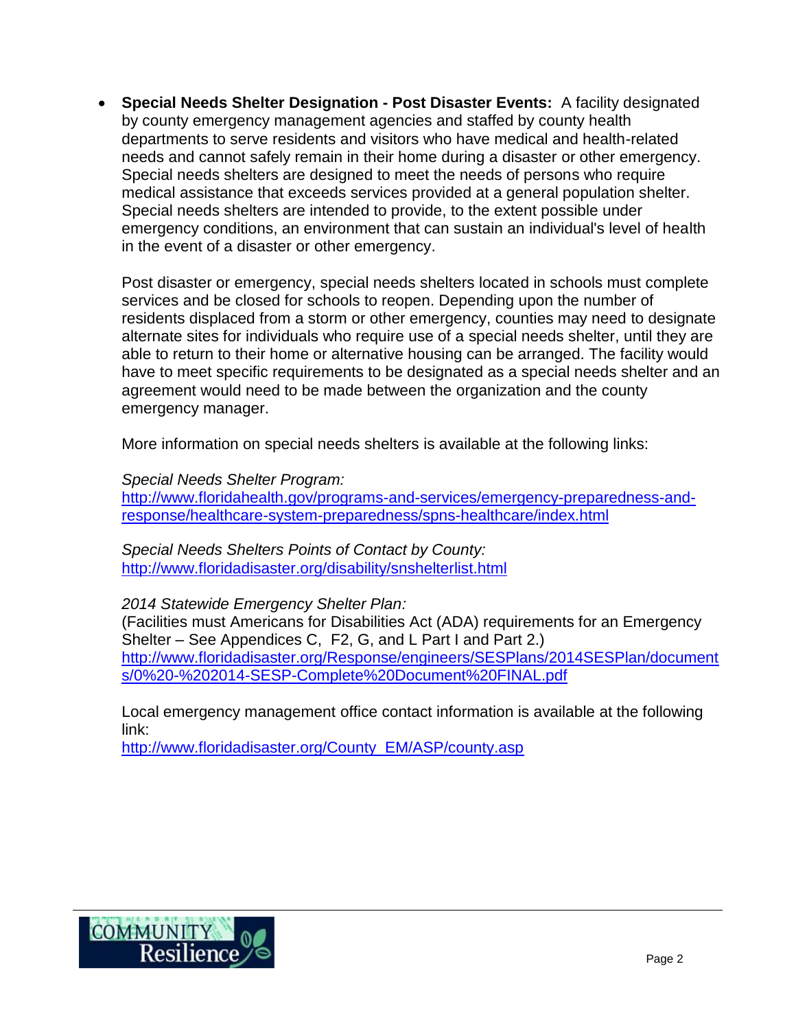- **Special Needs Shelter Designation - Post Disaster Events:** A facility designated by county emergency management agencies and staffed by county health departments to serve residents and visitors who have medical and health-related needs and cannot safely remain in their home during a disaster or other emergency. Special needs shelters are designed to meet the needs of persons who require medical assistance that exceeds services provided at a general population shelter. Special needs shelters are intended to provide, to the extent possible under emergency conditions, an environment that can sustain an individual's level of health in the event of a disaster or other emergency.

  Post disaster or emergency, special needs shelters located in schools must complete services and be closed for schools to reopen. Depending upon the number of residents displaced from a storm or other emergency, counties may need to designate alternate sites for individuals who require use of a special needs shelter, until they are able to return to their home or alternative housing can be arranged. The facility would have to meet specific requirements to be designated as a special needs shelter and an agreement would need to be made between the organization and the county emergency manager.

  More information on special needs shelters is available at the following links:

  *Special Needs Shelter Program:*
  http://www.floridahealth.gov/programs-and-services/emergency-preparedness-and-response/healthcare-system-preparedness/spns-healthcare/index.html

  *Special Needs Shelters Points of Contact by County:*
  http://www.floridadisaster.org/disability/snshelterlist.html

  *2014 Statewide Emergency Shelter Plan:*
  (Facilities must Americans for Disabilities Act (ADA) requirements for an Emergency Shelter – See Appendices C, F2, G, and L Part I and Part 2.)
  http://www.floridadisaster.org/Response/engineers/SESPlans/2014SESPlan/documents/0%20-%202014-SESP-Complete%20Document%20FINAL.pdf

  Local emergency management office contact information is available at the following link:
  http://www.floridadisaster.org/County_EM/ASP/county.asp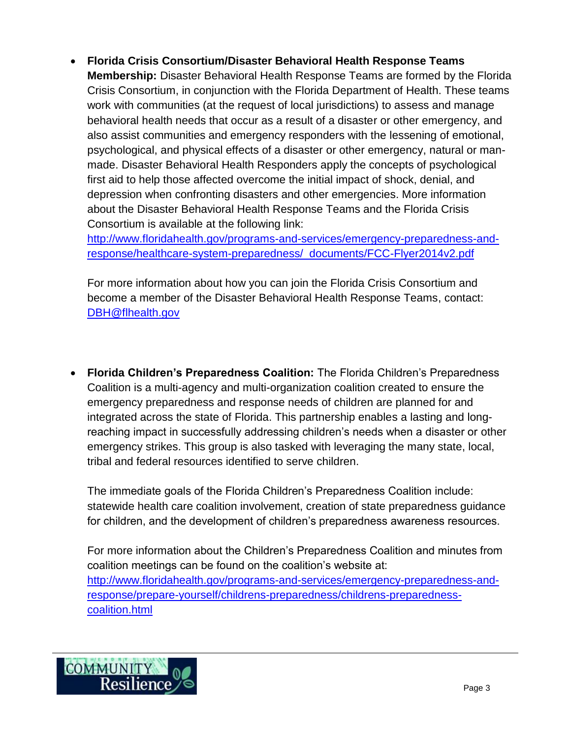- **Florida Crisis Consortium/Disaster Behavioral Health Response Teams Membership:** Disaster Behavioral Health Response Teams are formed by the Florida Crisis Consortium, in conjunction with the Florida Department of Health. These teams work with communities (at the request of local jurisdictions) to assess and manage behavioral health needs that occur as a result of a disaster or other emergency, and also assist communities and emergency responders with the lessening of emotional, psychological, and physical effects of a disaster or other emergency, natural or man-made. Disaster Behavioral Health Responders apply the concepts of psychological first aid to help those affected overcome the initial impact of shock, denial, and depression when confronting disasters and other emergencies. More information about the Disaster Behavioral Health Response Teams and the Florida Crisis Consortium is available at the following link: http://www.floridahealth.gov/programs-and-services/emergency-preparedness-and-response/healthcare-system-preparedness/_documents/FCC-Flyer2014v2.pdf

  For more information about how you can join the Florida Crisis Consortium and become a member of the Disaster Behavioral Health Response Teams, contact: DBH@flhealth.gov

- **Florida Children's Preparedness Coalition:** The Florida Children's Preparedness Coalition is a multi-agency and multi-organization coalition created to ensure the emergency preparedness and response needs of children are planned for and integrated across the state of Florida. This partnership enables a lasting and long-reaching impact in successfully addressing children's needs when a disaster or other emergency strikes. This group is also tasked with leveraging the many state, local, tribal and federal resources identified to serve children.

  The immediate goals of the Florida Children's Preparedness Coalition include: statewide health care coalition involvement, creation of state preparedness guidance for children, and the development of children's preparedness awareness resources.

  For more information about the Children's Preparedness Coalition and minutes from coalition meetings can be found on the coalition's website at: http://www.floridahealth.gov/programs-and-services/emergency-preparedness-and-response/prepare-yourself/childrens-preparedness/childrens-preparedness-coalition.html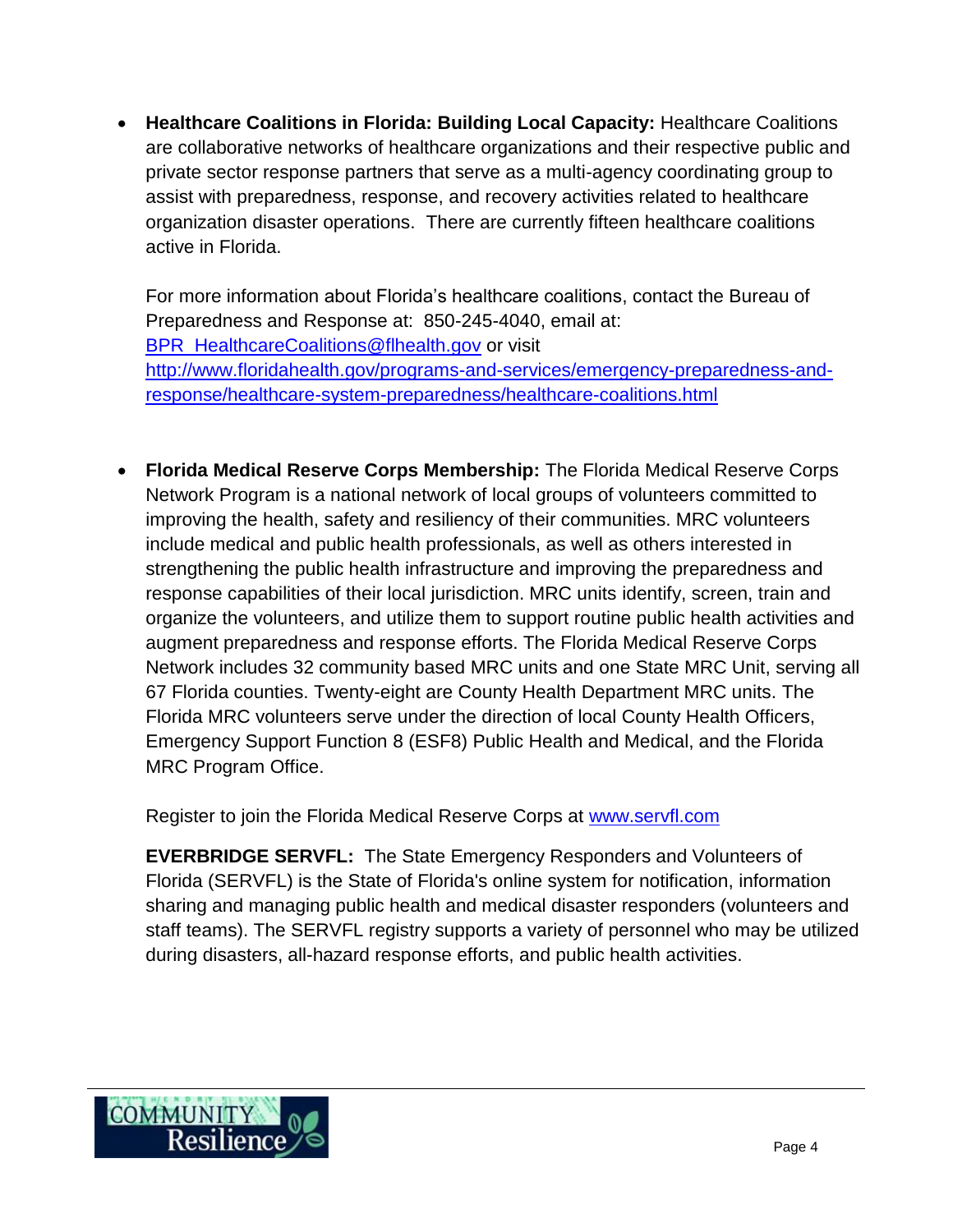- **Healthcare Coalitions in Florida: Building Local Capacity:** Healthcare Coalitions are collaborative networks of healthcare organizations and their respective public and private sector response partners that serve as a multi-agency coordinating group to assist with preparedness, response, and recovery activities related to healthcare organization disaster operations. There are currently fifteen healthcare coalitions active in Florida.

  For more information about Florida's healthcare coalitions, contact the Bureau of Preparedness and Response at: 850-245-4040, email at: [BPR_HealthcareCoalitions@flhealth.gov](mailto:BPR_HealthcareCoalitions@flhealth.gov) or visit [http://www.floridahealth.gov/programs-and-services/emergency-preparedness-and-response/healthcare-system-preparedness/healthcare-coalitions.html](http://www.floridahealth.gov/programs-and-services/emergency-preparedness-and-response/healthcare-system-preparedness/healthcare-coalitions.html)

- **Florida Medical Reserve Corps Membership:** The Florida Medical Reserve Corps Network Program is a national network of local groups of volunteers committed to improving the health, safety and resiliency of their communities. MRC volunteers include medical and public health professionals, as well as others interested in strengthening the public health infrastructure and improving the preparedness and response capabilities of their local jurisdiction. MRC units identify, screen, train and organize the volunteers, and utilize them to support routine public health activities and augment preparedness and response efforts. The Florida Medical Reserve Corps Network includes 32 community based MRC units and one State MRC Unit, serving all 67 Florida counties. Twenty-eight are County Health Department MRC units. The Florida MRC volunteers serve under the direction of local County Health Officers, Emergency Support Function 8 (ESF8) Public Health and Medical, and the Florida MRC Program Office.

  Register to join the Florida Medical Reserve Corps at [www.servfl.com](http://www.servfl.com)

  **EVERBRIDGE SERVFL:** The State Emergency Responders and Volunteers of Florida (SERVFL) is the State of Florida's online system for notification, information sharing and managing public health and medical disaster responders (volunteers and staff teams). The SERVFL registry supports a variety of personnel who may be utilized during disasters, all-hazard response efforts, and public health activities.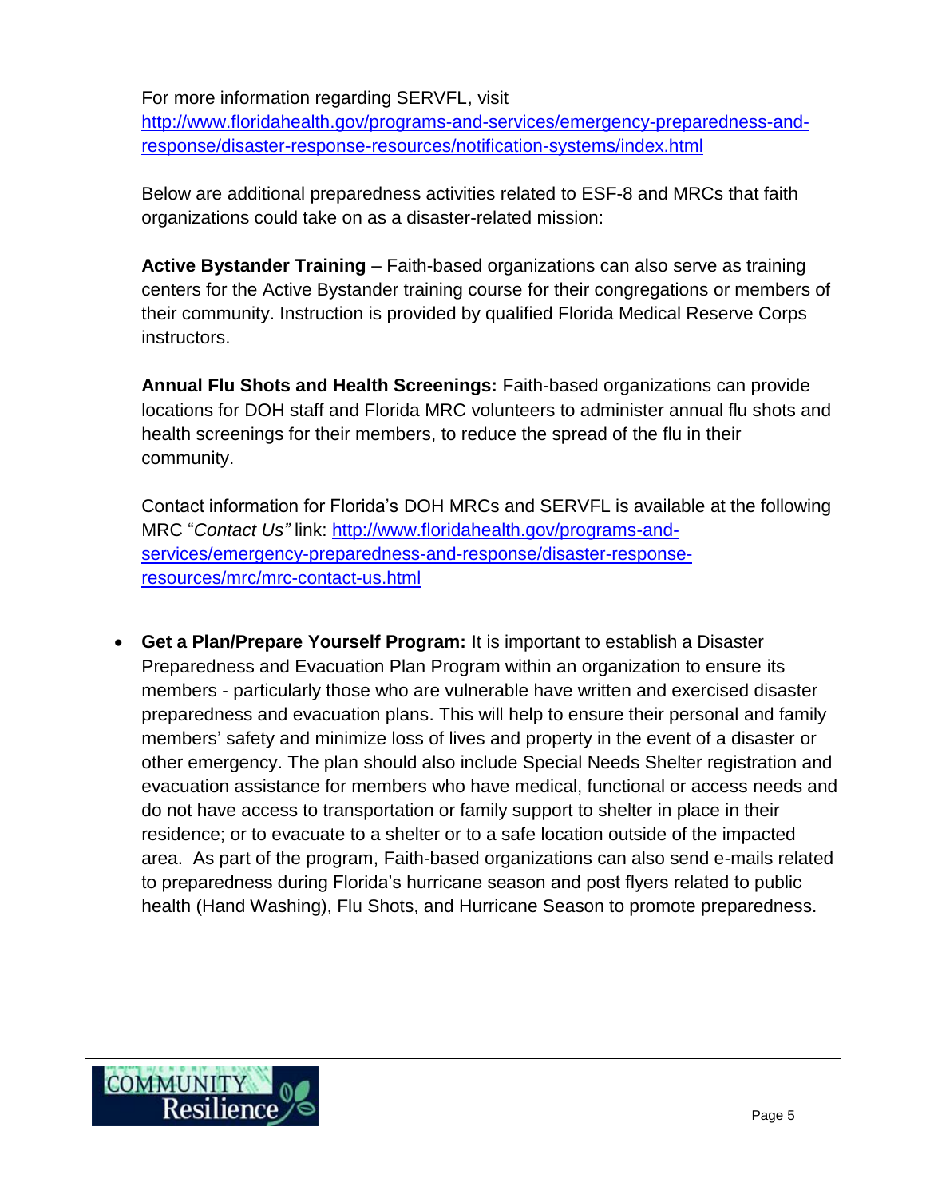For more information regarding SERVFL, visit http://www.floridahealth.gov/programs-and-services/emergency-preparedness-and-response/disaster-response-resources/notification-systems/index.html

Below are additional preparedness activities related to ESF-8 and MRCs that faith organizations could take on as a disaster-related mission:

**Active Bystander Training** – Faith-based organizations can also serve as training centers for the Active Bystander training course for their congregations or members of their community. Instruction is provided by qualified Florida Medical Reserve Corps instructors.

**Annual Flu Shots and Health Screenings:** Faith-based organizations can provide locations for DOH staff and Florida MRC volunteers to administer annual flu shots and health screenings for their members, to reduce the spread of the flu in their community.

Contact information for Florida's DOH MRCs and SERVFL is available at the following MRC "*Contact Us"* link: http://www.floridahealth.gov/programs-and-services/emergency-preparedness-and-response/disaster-response-resources/mrc/mrc-contact-us.html

- **Get a Plan/Prepare Yourself Program:** It is important to establish a Disaster Preparedness and Evacuation Plan Program within an organization to ensure its members - particularly those who are vulnerable have written and exercised disaster preparedness and evacuation plans. This will help to ensure their personal and family members' safety and minimize loss of lives and property in the event of a disaster or other emergency. The plan should also include Special Needs Shelter registration and evacuation assistance for members who have medical, functional or access needs and do not have access to transportation or family support to shelter in place in their residence; or to evacuate to a shelter or to a safe location outside of the impacted area. As part of the program, Faith-based organizations can also send e-mails related to preparedness during Florida's hurricane season and post flyers related to public health (Hand Washing), Flu Shots, and Hurricane Season to promote preparedness.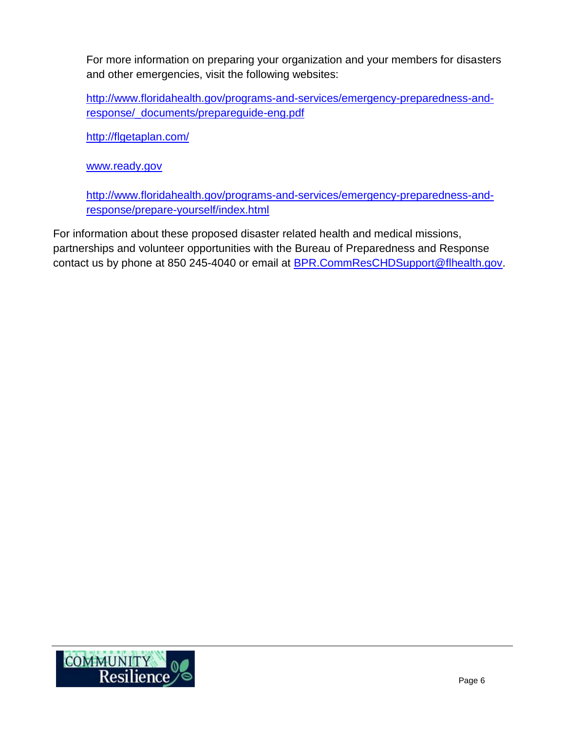For more information on preparing your organization and your members for disasters and other emergencies, visit the following websites:

http://www.floridahealth.gov/programs-and-services/emergency-preparedness-and-response/_documents/prepareguide-eng.pdf

http://flgetaplan.com/

www.ready.gov

http://www.floridahealth.gov/programs-and-services/emergency-preparedness-and-response/prepare-yourself/index.html

For information about these proposed disaster related health and medical missions, partnerships and volunteer opportunities with the Bureau of Preparedness and Response contact us by phone at 850 245-4040 or email at BPR.CommResCHDSupport@flhealth.gov.